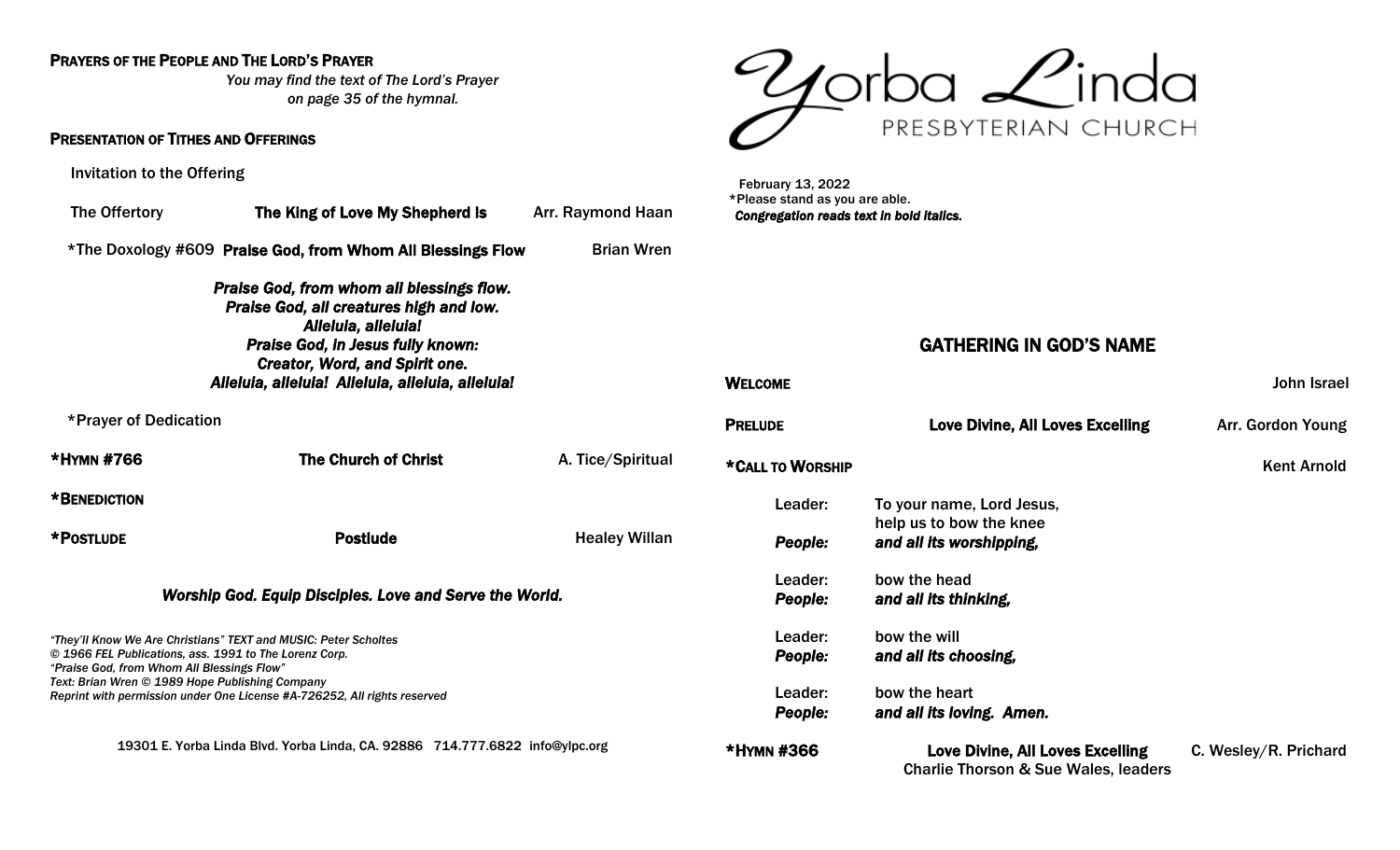**PRAYERS OF THE PEOPLE AND THE LORD'S PRAYER**

*You may find the text of The Lord's Prayer on page 35 of the hymnal.*

**PRESENTATION OF TITHES AND OFFERINGS**

Invitation to the Offering

The Offertory **The King of Love My Shepherd Is** Arr. Raymond Haan

*The Doxology #609 **Praise God, from Whom All Blessings Flow** Brian Wren

***Praise God, from whom all blessings flow.***
***Praise God, all creatures high and low.***
***Alleluia, alleluia!***
***Praise God, in Jesus fully known:***
***Creator, Word, and Spirit one.***
***Alleluia, alleluia! Alleluia, alleluia, alleluia!***

*Prayer of Dedication

**\*HYMN #766** **The Church of Christ** A. Tice/Spiritual

**\*BENEDICTION**

**\*POSTLUDE** **Postlude** Healey Willan

***Worship God. Equip Disciples. Love and Serve the World.***

*"They'll Know We Are Christians" TEXT and MUSIC: Peter Scholtes*
*© 1966 FEL Publications, ass. 1991 to The Lorenz Corp.*
*"Praise God, from Whom All Blessings Flow"*
*Text: Brian Wren © 1989 Hope Publishing Company*
*Reprint with permission under One License #A-726252, All rights reserved*

19301 E. Yorba Linda Blvd. Yorba Linda, CA. 92886 714.777.6822 info@ylpc.org

# Yorba Linda
## PRESBYTERIAN CHURCH

February 13, 2022
*Please stand as you are able.
***Congregation reads text in bold italics.***

## GATHERING IN GOD'S NAME

**WELCOME** John Israel

**PRELUDE** **Love Divine, All Loves Excelling** Arr. Gordon Young

**\*CALL TO WORSHIP** Kent Arnold

Leader: To your name, Lord Jesus, help us to bow the knee
***People: and all its worshipping,***

Leader: bow the head
***People: and all its thinking,***

Leader: bow the will
***People: and all its choosing,***

Leader: bow the heart
***People: and all its loving. Amen.***

**\*HYMN #366** **Love Divine, All Loves Excelling** C. Wesley/R. Prichard
Charlie Thorson & Sue Wales, leaders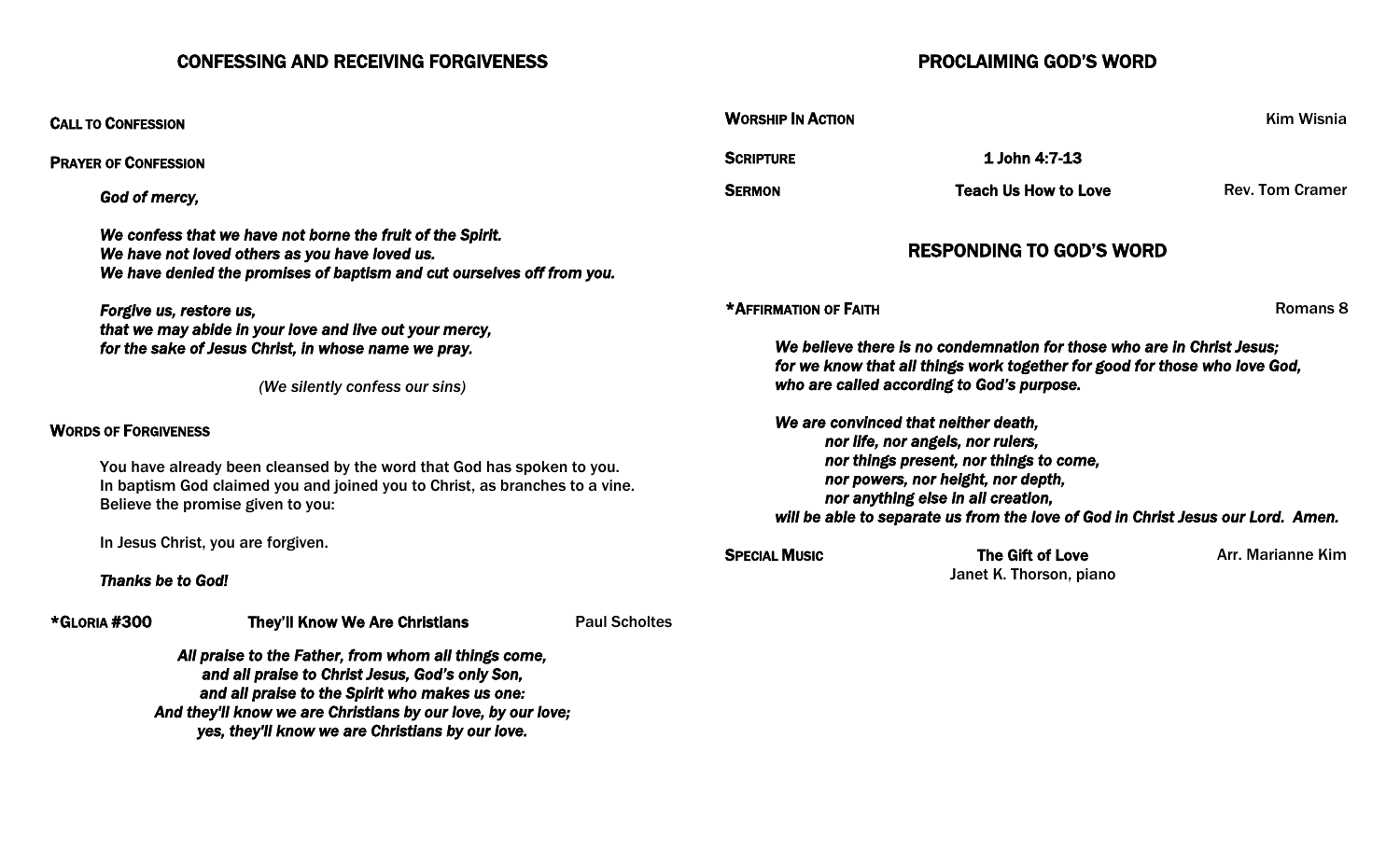## CONFESSING AND RECEIVING FORGIVENESS

**Call to Confession**

**Prayer of Confession**

*God of mercy,*

*We confess that we have not borne the fruit of the Spirit.*
*We have not loved others as you have loved us.*
*We have denied the promises of baptism and cut ourselves off from you.*

*Forgive us, restore us,*
*that we may abide in your love and live out your mercy,*
*for the sake of Jesus Christ, in whose name we pray.*

*(We silently confess our sins)*

**Words of Forgiveness**

You have already been cleansed by the word that God has spoken to you.
In baptism God claimed you and joined you to Christ, as branches to a vine.
Believe the promise given to you:

In Jesus Christ, you are forgiven.

*Thanks be to God!*

**\*Gloria #300** — **They'll Know We Are Christians** — Paul Scholtes

*All praise to the Father, from whom all things come,*
*and all praise to Christ Jesus, God's only Son,*
*and all praise to the Spirit who makes us one:*
*And they'll know we are Christians by our love, by our love;*
*yes, they'll know we are Christians by our love.*

## PROCLAIMING GOD'S WORD

**Worship In Action** — Kim Wisnia

**Scripture** — **1 John 4:7-13**

**Sermon** — **Teach Us How to Love** — Rev. Tom Cramer

## RESPONDING TO GOD'S WORD

**\*Affirmation of Faith** — Romans 8

*We believe there is no condemnation for those who are in Christ Jesus;*
*for we know that all things work together for good for those who love God,*
*who are called according to God's purpose.*

*We are convinced that neither death,*
*nor life, nor angels, nor rulers,*
*nor things present, nor things to come,*
*nor powers, nor height, nor depth,*
*nor anything else in all creation,*
*will be able to separate us from the love of God in Christ Jesus our Lord. Amen.*

**Special Music** — **The Gift of Love** — Arr. Marianne Kim
Janet K. Thorson, piano